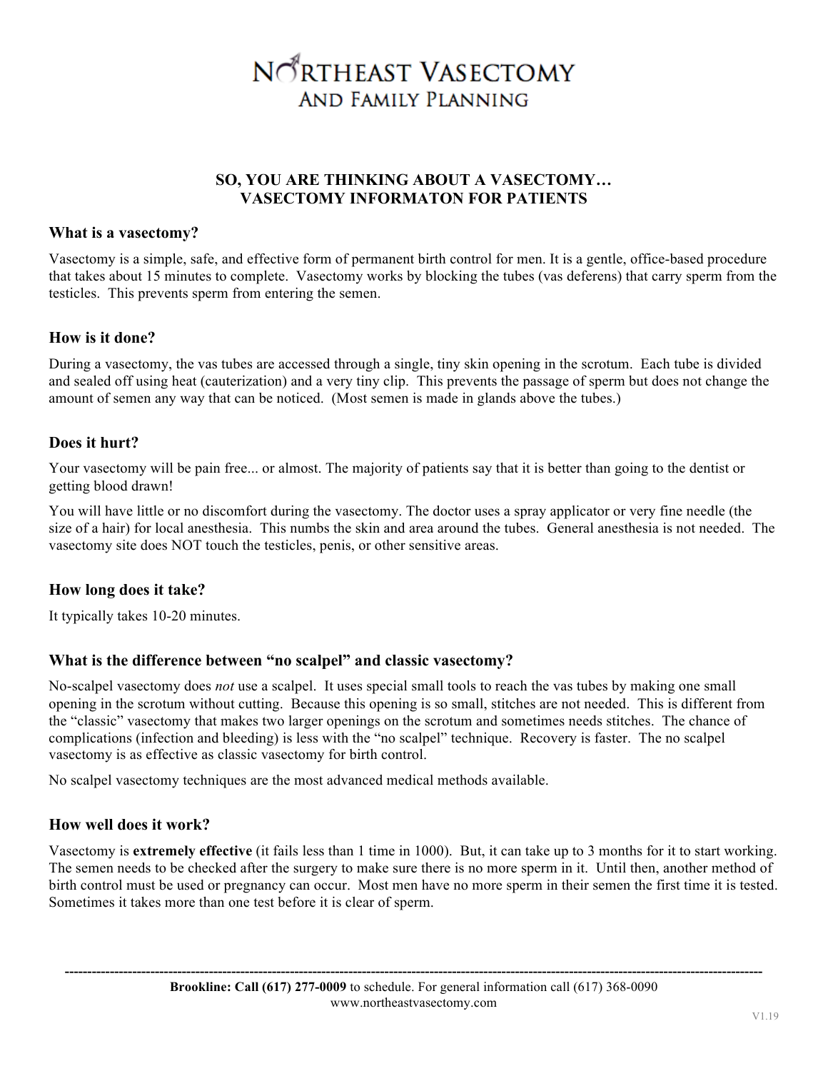# Northeast Vasectomy And Family Planning

## SO, YOU ARE THINKING ABOUT A VASECTOMY… VASECTOMY INFORMATON FOR PATIENTS

### What is a vasectomy?

Vasectomy is a simple, safe, and effective form of permanent birth control for men. It is a gentle, office-based procedure that takes about 15 minutes to complete. Vasectomy works by blocking the tubes (vas deferens) that carry sperm from the testicles. This prevents sperm from entering the semen.

### How is it done?

During a vasectomy, the vas tubes are accessed through a single, tiny skin opening in the scrotum. Each tube is divided and sealed off using heat (cauterization) and a very tiny clip. This prevents the passage of sperm but does not change the amount of semen any way that can be noticed. (Most semen is made in glands above the tubes.)

### Does it hurt?

Your vasectomy will be pain free... or almost. The majority of patients say that it is better than going to the dentist or getting blood drawn!

You will have little or no discomfort during the vasectomy. The doctor uses a spray applicator or very fine needle (the size of a hair) for local anesthesia. This numbs the skin and area around the tubes. General anesthesia is not needed. The vasectomy site does NOT touch the testicles, penis, or other sensitive areas.

### How long does it take?

It typically takes 10-20 minutes.

### What is the difference between "no scalpel" and classic vasectomy?

No-scalpel vasectomy does *not* use a scalpel. It uses special small tools to reach the vas tubes by making one small opening in the scrotum without cutting. Because this opening is so small, stitches are not needed. This is different from the "classic" vasectomy that makes two larger openings on the scrotum and sometimes needs stitches. The chance of complications (infection and bleeding) is less with the "no scalpel" technique. Recovery is faster. The no scalpel vasectomy is as effective as classic vasectomy for birth control.

No scalpel vasectomy techniques are the most advanced medical methods available.

### How well does it work?

Vasectomy is **extremely effective** (it fails less than 1 time in 1000). But, it can take up to 3 months for it to start working. The semen needs to be checked after the surgery to make sure there is no more sperm in it. Until then, another method of birth control must be used or pregnancy can occur. Most men have no more sperm in their semen the first time it is tested. Sometimes it takes more than one test before it is clear of sperm.

---

**Brookline: Call (617) 277-0009** to schedule. For general information call (617) 368-0090
www.northeastvasectomy.com

V1.19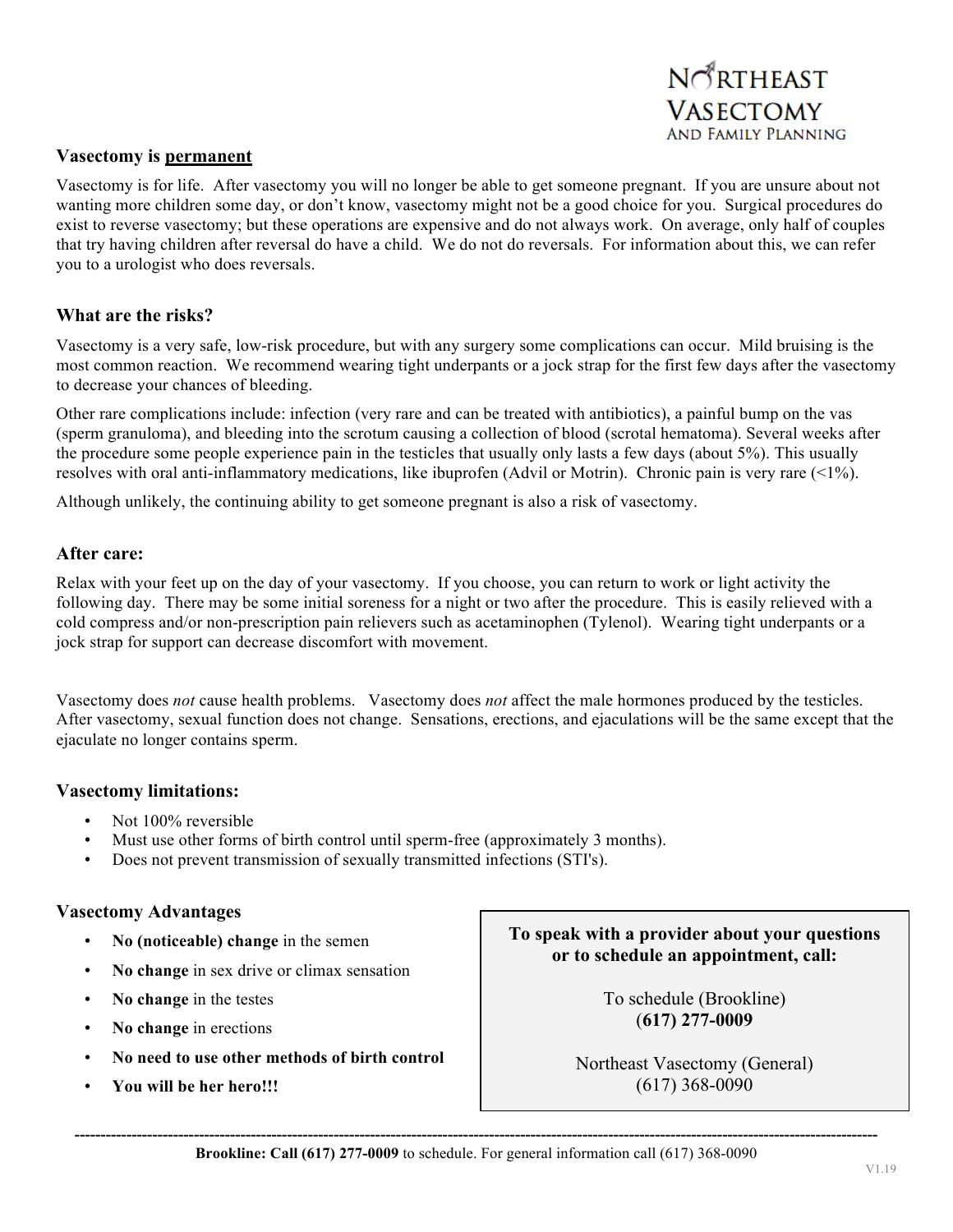Northeast Vasectomy and Family Planning

### Vasectomy is permanent

Vasectomy is for life. After vasectomy you will no longer be able to get someone pregnant. If you are unsure about not wanting more children some day, or don't know, vasectomy might not be a good choice for you. Surgical procedures do exist to reverse vasectomy; but these operations are expensive and do not always work. On average, only half of couples that try having children after reversal do have a child. We do not do reversals. For information about this, we can refer you to a urologist who does reversals.

### What are the risks?

Vasectomy is a very safe, low-risk procedure, but with any surgery some complications can occur. Mild bruising is the most common reaction. We recommend wearing tight underpants or a jock strap for the first few days after the vasectomy to decrease your chances of bleeding.

Other rare complications include: infection (very rare and can be treated with antibiotics), a painful bump on the vas (sperm granuloma), and bleeding into the scrotum causing a collection of blood (scrotal hematoma). Several weeks after the procedure some people experience pain in the testicles that usually only lasts a few days (about 5%). This usually resolves with oral anti-inflammatory medications, like ibuprofen (Advil or Motrin). Chronic pain is very rare (<1%).

Although unlikely, the continuing ability to get someone pregnant is also a risk of vasectomy.

### After care:

Relax with your feet up on the day of your vasectomy. If you choose, you can return to work or light activity the following day. There may be some initial soreness for a night or two after the procedure. This is easily relieved with a cold compress and/or non-prescription pain relievers such as acetaminophen (Tylenol). Wearing tight underpants or a jock strap for support can decrease discomfort with movement.

Vasectomy does *not* cause health problems. Vasectomy does *not* affect the male hormones produced by the testicles. After vasectomy, sexual function does not change. Sensations, erections, and ejaculations will be the same except that the ejaculate no longer contains sperm.

### Vasectomy limitations:

- Not 100% reversible
- Must use other forms of birth control until sperm-free (approximately 3 months).
- Does not prevent transmission of sexually transmitted infections (STI's).

### Vasectomy Advantages

- **No (noticeable) change** in the semen
- **No change** in sex drive or climax sensation
- **No change** in the testes
- **No change** in erections
- **No need to use other methods of birth control**
- **You will be her hero!!!**

**To speak with a provider about your questions or to schedule an appointment, call:**

To schedule (Brookline)
**(617) 277-0009**

Northeast Vasectomy (General)
(617) 368-0090

---

**Brookline: Call (617) 277-0009** to schedule. For general information call (617) 368-0090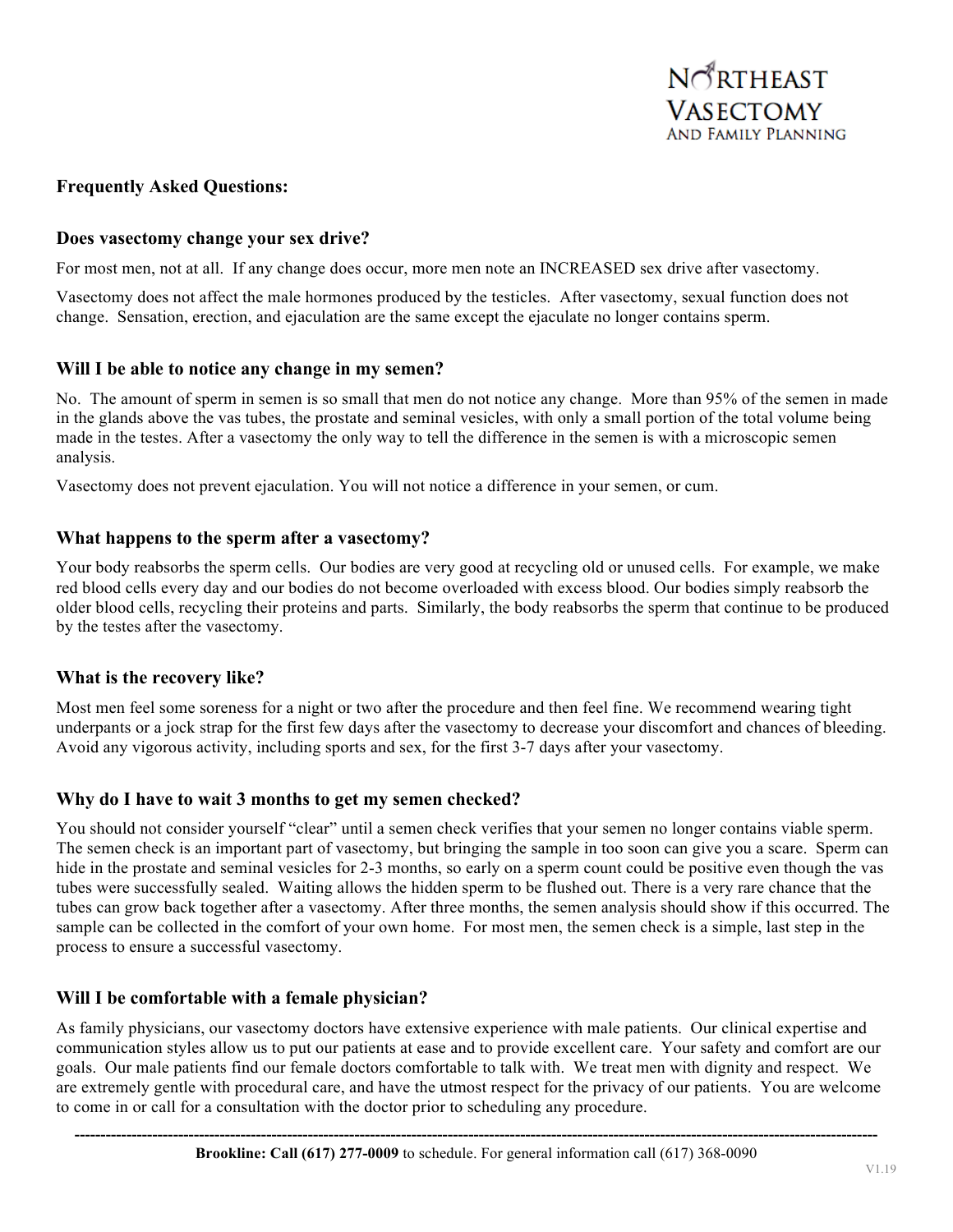Northeast Vasectomy And Family Planning

**Frequently Asked Questions:**

### Does vasectomy change your sex drive?

For most men, not at all. If any change does occur, more men note an INCREASED sex drive after vasectomy.

Vasectomy does not affect the male hormones produced by the testicles. After vasectomy, sexual function does not change. Sensation, erection, and ejaculation are the same except the ejaculate no longer contains sperm.

### Will I be able to notice any change in my semen?

No. The amount of sperm in semen is so small that men do not notice any change. More than 95% of the semen in made in the glands above the vas tubes, the prostate and seminal vesicles, with only a small portion of the total volume being made in the testes. After a vasectomy the only way to tell the difference in the semen is with a microscopic semen analysis.

Vasectomy does not prevent ejaculation. You will not notice a difference in your semen, or cum.

### What happens to the sperm after a vasectomy?

Your body reabsorbs the sperm cells. Our bodies are very good at recycling old or unused cells. For example, we make red blood cells every day and our bodies do not become overloaded with excess blood. Our bodies simply reabsorb the older blood cells, recycling their proteins and parts. Similarly, the body reabsorbs the sperm that continue to be produced by the testes after the vasectomy.

### What is the recovery like?

Most men feel some soreness for a night or two after the procedure and then feel fine. We recommend wearing tight underpants or a jock strap for the first few days after the vasectomy to decrease your discomfort and chances of bleeding. Avoid any vigorous activity, including sports and sex, for the first 3-7 days after your vasectomy.

### Why do I have to wait 3 months to get my semen checked?

You should not consider yourself "clear" until a semen check verifies that your semen no longer contains viable sperm. The semen check is an important part of vasectomy, but bringing the sample in too soon can give you a scare. Sperm can hide in the prostate and seminal vesicles for 2-3 months, so early on a sperm count could be positive even though the vas tubes were successfully sealed. Waiting allows the hidden sperm to be flushed out. There is a very rare chance that the tubes can grow back together after a vasectomy. After three months, the semen analysis should show if this occurred. The sample can be collected in the comfort of your own home. For most men, the semen check is a simple, last step in the process to ensure a successful vasectomy.

### Will I be comfortable with a female physician?

As family physicians, our vasectomy doctors have extensive experience with male patients. Our clinical expertise and communication styles allow us to put our patients at ease and to provide excellent care. Your safety and comfort are our goals. Our male patients find our female doctors comfortable to talk with. We treat men with dignity and respect. We are extremely gentle with procedural care, and have the utmost respect for the privacy of our patients. You are welcome to come in or call for a consultation with the doctor prior to scheduling any procedure.

---

**Brookline: Call (617) 277-0009** to schedule. For general information call (617) 368-0090

V1.19